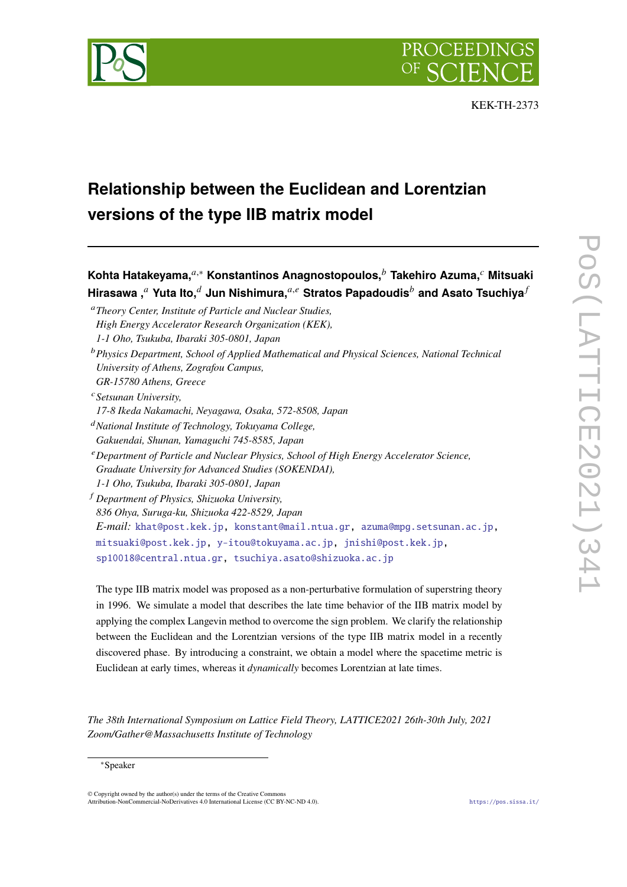KEK-TH-2373

# Relationship between the Euclidean and Lorentzian versions of the type IIB matrix model

**Kohta Hatakeyama,**[a,*] **Konstantinos Anagnostopoulos,**[b] **Takehiro Azuma,**[c] **Mitsuaki Hirasawa ,**[a] **Yuta Ito,**[d] **Jun Nishimura,**[a,e] **Stratos Papadoudis**[b] **and Asato Tsuchiya**[f]

[a] *Theory Center, Institute of Particle and Nuclear Studies, High Energy Accelerator Research Organization (KEK), 1-1 Oho, Tsukuba, Ibaraki 305-0801, Japan*

[b] *Physics Department, School of Applied Mathematical and Physical Sciences, National Technical University of Athens, Zografou Campus, GR-15780 Athens, Greece*

[c] *Setsunan University, 17-8 Ikeda Nakamachi, Neyagawa, Osaka, 572-8508, Japan*

[d] *National Institute of Technology, Tokuyama College, Gakuendai, Shunan, Yamaguchi 745-8585, Japan*

[e] *Department of Particle and Nuclear Physics, School of High Energy Accelerator Science, Graduate University for Advanced Studies (SOKENDAI), 1-1 Oho, Tsukuba, Ibaraki 305-0801, Japan*

[f] *Department of Physics, Shizuoka University, 836 Ohya, Suruga-ku, Shizuoka 422-8529, Japan*

*E-mail:* khat@post.kek.jp, konstant@mail.ntua.gr, azuma@mpg.setsunan.ac.jp, mitsuaki@post.kek.jp, y-itou@tokuyama.ac.jp, jnishi@post.kek.jp, sp10018@central.ntua.gr, tsuchiya.asato@shizuoka.ac.jp

The type IIB matrix model was proposed as a non-perturbative formulation of superstring theory in 1996. We simulate a model that describes the late time behavior of the IIB matrix model by applying the complex Langevin method to overcome the sign problem. We clarify the relationship between the Euclidean and the Lorentzian versions of the type IIB matrix model in a recently discovered phase. By introducing a constraint, we obtain a model where the spacetime metric is Euclidean at early times, whereas it *dynamically* becomes Lorentzian at late times.

*The 38th International Symposium on Lattice Field Theory, LATTICE2021 26th-30th July, 2021 Zoom/Gather@Massachusetts Institute of Technology*

*Speaker

© Copyright owned by the author(s) under the terms of the Creative Commons Attribution-NonCommercial-NoDerivatives 4.0 International License (CC BY-NC-ND 4.0).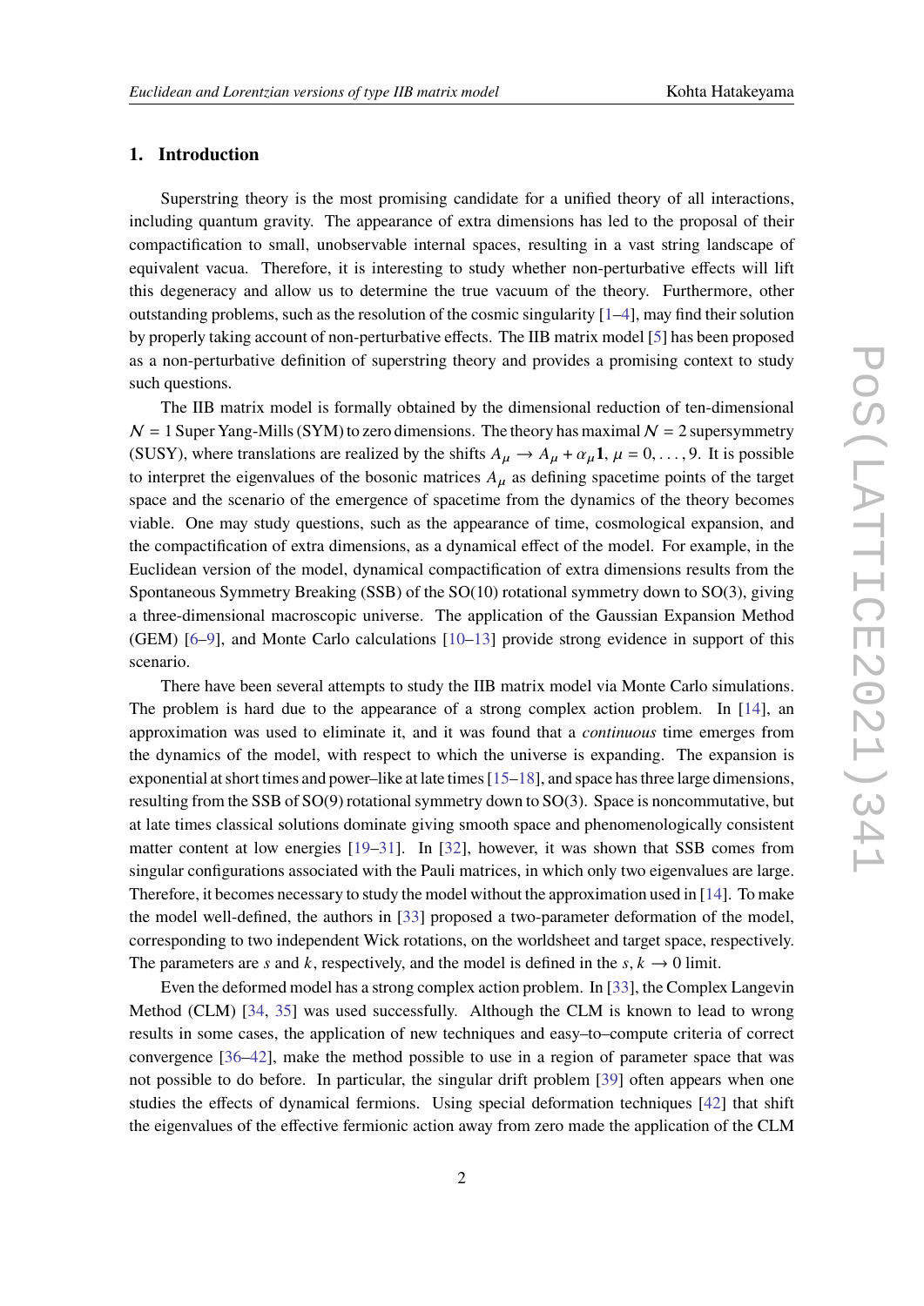## 1. Introduction

Superstring theory is the most promising candidate for a unified theory of all interactions, including quantum gravity. The appearance of extra dimensions has led to the proposal of their compactification to small, unobservable internal spaces, resulting in a vast string landscape of equivalent vacua. Therefore, it is interesting to study whether non-perturbative effects will lift this degeneracy and allow us to determine the true vacuum of the theory. Furthermore, other outstanding problems, such as the resolution of the cosmic singularity [1–4], may find their solution by properly taking account of non-perturbative effects. The IIB matrix model [5] has been proposed as a non-perturbative definition of superstring theory and provides a promising context to study such questions.

The IIB matrix model is formally obtained by the dimensional reduction of ten-dimensional $\mathcal{N} = 1$ Super Yang-Mills (SYM) to zero dimensions. The theory has maximal $\mathcal{N} = 2$ supersymmetry (SUSY), where translations are realized by the shifts $A_\mu \to A_\mu + \alpha_\mu \mathbf{1}$, $\mu = 0, \ldots, 9$. It is possible to interpret the eigenvalues of the bosonic matrices $A_\mu$ as defining spacetime points of the target space and the scenario of the emergence of spacetime from the dynamics of the theory becomes viable. One may study questions, such as the appearance of time, cosmological expansion, and the compactification of extra dimensions, as a dynamical effect of the model. For example, in the Euclidean version of the model, dynamical compactification of extra dimensions results from the Spontaneous Symmetry Breaking (SSB) of the SO(10) rotational symmetry down to SO(3), giving a three-dimensional macroscopic universe. The application of the Gaussian Expansion Method (GEM) [6–9], and Monte Carlo calculations [10–13] provide strong evidence in support of this scenario.

There have been several attempts to study the IIB matrix model via Monte Carlo simulations. The problem is hard due to the appearance of a strong complex action problem. In [14], an approximation was used to eliminate it, and it was found that a *continuous* time emerges from the dynamics of the model, with respect to which the universe is expanding. The expansion is exponential at short times and power–like at late times [15–18], and space has three large dimensions, resulting from the SSB of SO(9) rotational symmetry down to SO(3). Space is noncommutative, but at late times classical solutions dominate giving smooth space and phenomenologically consistent matter content at low energies [19–31]. In [32], however, it was shown that SSB comes from singular configurations associated with the Pauli matrices, in which only two eigenvalues are large. Therefore, it becomes necessary to study the model without the approximation used in [14]. To make the model well-defined, the authors in [33] proposed a two-parameter deformation of the model, corresponding to two independent Wick rotations, on the worldsheet and target space, respectively. The parameters are $s$ and $k$, respectively, and the model is defined in the $s, k \to 0$ limit.

Even the deformed model has a strong complex action problem. In [33], the Complex Langevin Method (CLM) [34, 35] was used successfully. Although the CLM is known to lead to wrong results in some cases, the application of new techniques and easy–to–compute criteria of correct convergence [36–42], make the method possible to use in a region of parameter space that was not possible to do before. In particular, the singular drift problem [39] often appears when one studies the effects of dynamical fermions. Using special deformation techniques [42] that shift the eigenvalues of the effective fermionic action away from zero made the application of the CLM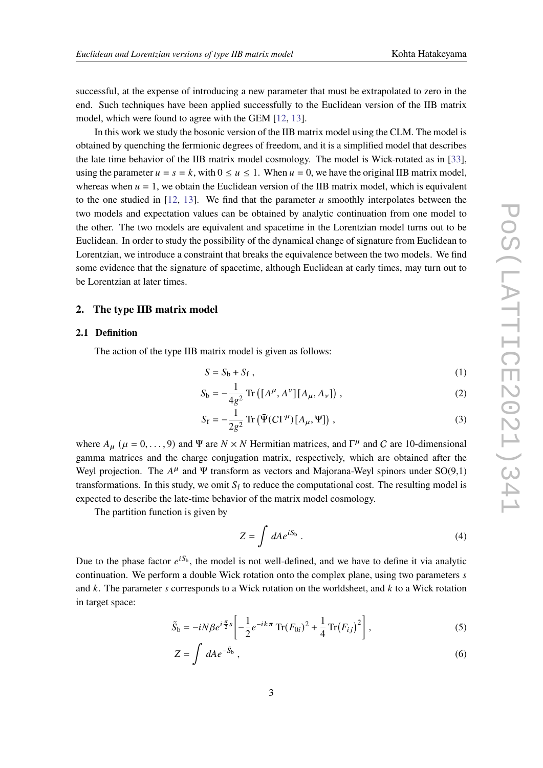successful, at the expense of introducing a new parameter that must be extrapolated to zero in the end. Such techniques have been applied successfully to the Euclidean version of the IIB matrix model, which were found to agree with the GEM [12, 13].

In this work we study the bosonic version of the IIB matrix model using the CLM. The model is obtained by quenching the fermionic degrees of freedom, and it is a simplified model that describes the late time behavior of the IIB matrix model cosmology. The model is Wick-rotated as in [33], using the parameter $u = s = k$, with $0 \leq u \leq 1$. When $u = 0$, we have the original IIB matrix model, whereas when $u = 1$, we obtain the Euclidean version of the IIB matrix model, which is equivalent to the one studied in [12, 13]. We find that the parameter $u$ smoothly interpolates between the two models and expectation values can be obtained by analytic continuation from one model to the other. The two models are equivalent and spacetime in the Lorentzian model turns out to be Euclidean. In order to study the possibility of the dynamical change of signature from Euclidean to Lorentzian, we introduce a constraint that breaks the equivalence between the two models. We find some evidence that the signature of spacetime, although Euclidean at early times, may turn out to be Lorentzian at later times.

## 2. The type IIB matrix model

### 2.1 Definition

The action of the type IIB matrix model is given as follows:

$$S = S_{\rm b} + S_{\rm f} \, , \tag{1}$$

$$S_{\rm b} = -\frac{1}{4g^2} \operatorname{Tr}\left([A^\mu, A^\nu][A_\mu, A_\nu]\right) \, , \tag{2}$$

$$S_{\rm f} = -\frac{1}{2g^2} \operatorname{Tr}\left(\bar{\Psi}(C\Gamma^\mu)[A_\mu, \Psi]\right) \, , \tag{3}$$

where $A_\mu$ ($\mu = 0, \ldots, 9$) and $\Psi$ are $N \times N$ Hermitian matrices, and $\Gamma^\mu$ and $C$ are 10-dimensional gamma matrices and the charge conjugation matrix, respectively, which are obtained after the Weyl projection. The $A^\mu$ and $\Psi$ transform as vectors and Majorana-Weyl spinors under SO(9,1) transformations. In this study, we omit $S_{\rm f}$ to reduce the computational cost. The resulting model is expected to describe the late-time behavior of the matrix model cosmology.

The partition function is given by

$$Z = \int dA e^{iS_{\rm b}} \, . \tag{4}$$

Due to the phase factor $e^{iS_{\rm b}}$, the model is not well-defined, and we have to define it via analytic continuation. We perform a double Wick rotation onto the complex plane, using two parameters $s$ and $k$. The parameter $s$ corresponds to a Wick rotation on the worldsheet, and $k$ to a Wick rotation in target space:

$$\tilde{S}_{\rm b} = -iN\beta e^{i\frac{\pi}{2}s}\left[-\frac{1}{2}e^{-ik\pi}\operatorname{Tr}(F_{0i})^2 + \frac{1}{4}\operatorname{Tr}\left(F_{ij}\right)^2\right] , \tag{5}$$

$$Z = \int dA e^{-\tilde{S}_{\rm b}} \, , \tag{6}$$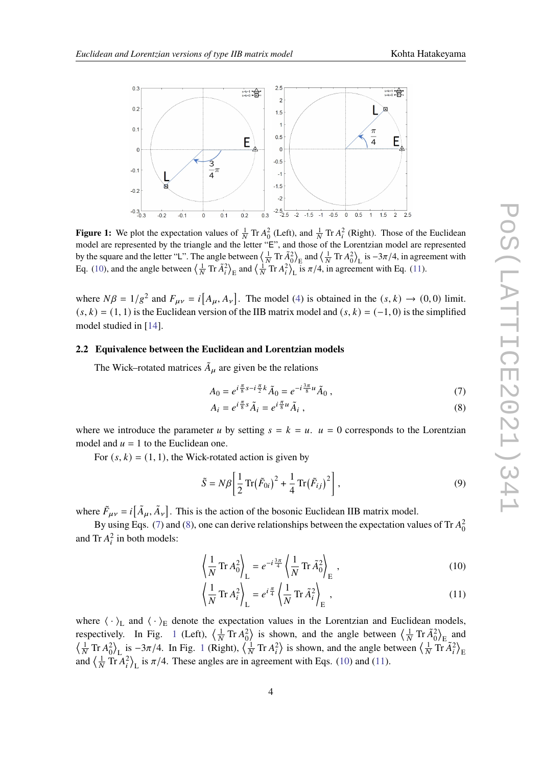**Figure 1:** We plot the expectation values of $\frac{1}{N}\,\mathrm{Tr}\,A_0^2$ (Left), and $\frac{1}{N}\,\mathrm{Tr}\,A_i^2$ (Right). Those of the Euclidean model are represented by the triangle and the letter "E", and those of the Lorentzian model are represented by the square and the letter "L". The angle between $\left\langle \frac{1}{N}\,\mathrm{Tr}\,\tilde{A}_0^2 \right\rangle_{\mathrm{E}}$ and $\left\langle \frac{1}{N}\,\mathrm{Tr}\,A_0^2 \right\rangle_{\mathrm{L}}$ is $-3\pi/4$, in agreement with Eq. (10), and the angle between $\left\langle \frac{1}{N}\,\mathrm{Tr}\,\tilde{A}_i^2 \right\rangle_{\mathrm{E}}$ and $\left\langle \frac{1}{N}\,\mathrm{Tr}\,A_i^2 \right\rangle_{\mathrm{L}}$ is $\pi/4$, in agreement with Eq. (11).

where $N\beta = 1/g^2$ and $F_{\mu\nu} = i\left[A_\mu, A_\nu\right]$. The model (4) is obtained in the $(s,k) \to (0,0)$ limit. $(s,k) = (1,1)$ is the Euclidean version of the IIB matrix model and $(s,k) = (-1,0)$ is the simplified model studied in [14].

### 2.2 Equivalence between the Euclidean and Lorentzian models

The Wick–rotated matrices $\tilde{A}_\mu$ are given be the relations

$$A_0 = e^{i\frac{\pi}{8}s - i\frac{\pi}{2}k}\tilde{A}_0 = e^{-i\frac{3\pi}{8}u}\tilde{A}_0\,, \tag{7}$$

$$A_i = e^{i\frac{\pi}{8}s}\tilde{A}_i = e^{i\frac{\pi}{8}u}\tilde{A}_i\,, \tag{8}$$

where we introduce the parameter $u$ by setting $s = k = u$. $u = 0$ corresponds to the Lorentzian model and $u = 1$ to the Euclidean one.

For $(s,k) = (1,1)$, the Wick-rotated action is given by

$$\tilde{S} = N\beta\left[\frac{1}{2}\mathrm{Tr}\big(\tilde{F}_{0i}\big)^2 + \frac{1}{4}\mathrm{Tr}\big(\tilde{F}_{ij}\big)^2\right], \tag{9}$$

where $\tilde{F}_{\mu\nu} = i\left[\tilde{A}_\mu, \tilde{A}_\nu\right]$. This is the action of the bosonic Euclidean IIB matrix model.

By using Eqs. (7) and (8), one can derive relationships between the expectation values of $\mathrm{Tr}\,A_0^2$ and $\mathrm{Tr}\,A_i^2$ in both models:

$$\left\langle \frac{1}{N}\,\mathrm{Tr}\,A_0^2 \right\rangle_{\mathrm{L}} = e^{-i\frac{3\pi}{4}}\left\langle \frac{1}{N}\,\mathrm{Tr}\,\tilde{A}_0^2 \right\rangle_{\mathrm{E}}\,, \tag{10}$$

$$\left\langle \frac{1}{N}\,\mathrm{Tr}\,A_i^2 \right\rangle_{\mathrm{L}} = e^{i\frac{\pi}{4}}\left\langle \frac{1}{N}\,\mathrm{Tr}\,\tilde{A}_i^2 \right\rangle_{\mathrm{E}}\,, \tag{11}$$

where $\langle\,\cdot\,\rangle_{\mathrm{L}}$ and $\langle\,\cdot\,\rangle_{\mathrm{E}}$ denote the expectation values in the Lorentzian and Euclidean models, respectively. In Fig. 1 (Left), $\left\langle \frac{1}{N}\,\mathrm{Tr}\,A_0^2 \right\rangle$ is shown, and the angle between $\left\langle \frac{1}{N}\,\mathrm{Tr}\,\tilde{A}_0^2 \right\rangle_{\mathrm{E}}$ and $\left\langle \frac{1}{N}\,\mathrm{Tr}\,A_0^2 \right\rangle_{\mathrm{L}}$ is $-3\pi/4$. In Fig. 1 (Right), $\left\langle \frac{1}{N}\,\mathrm{Tr}\,A_i^2 \right\rangle$ is shown, and the angle between $\left\langle \frac{1}{N}\,\mathrm{Tr}\,\tilde{A}_i^2 \right\rangle_{\mathrm{E}}$ and $\left\langle \frac{1}{N}\,\mathrm{Tr}\,A_i^2 \right\rangle_{\mathrm{L}}$ is $\pi/4$. These angles are in agreement with Eqs. (10) and (11).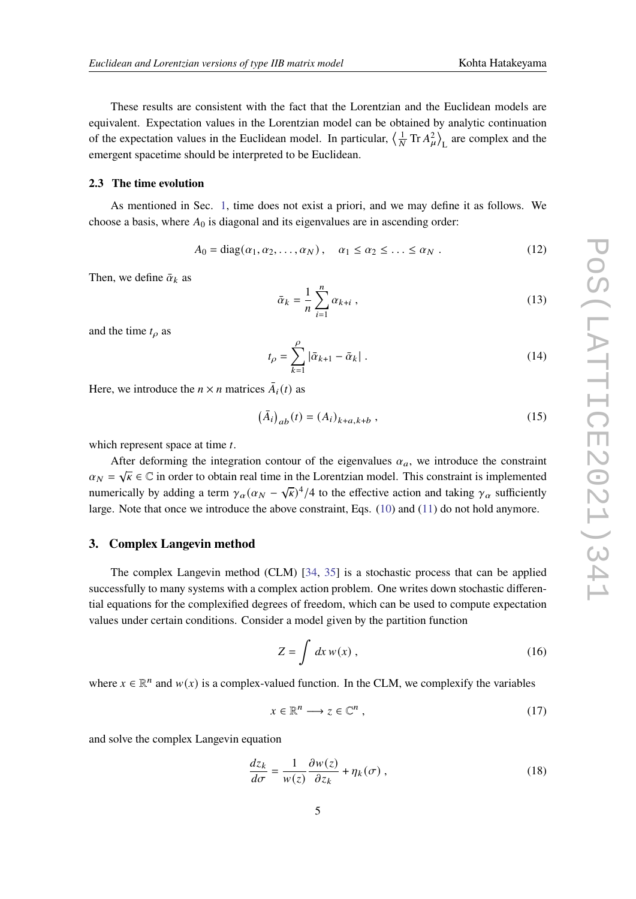These results are consistent with the fact that the Lorentzian and the Euclidean models are equivalent. Expectation values in the Lorentzian model can be obtained by analytic continuation of the expectation values in the Euclidean model. In particular, $\left\langle \frac{1}{N} \operatorname{Tr} A_\mu^2 \right\rangle_{\mathrm{L}}$ are complex and the emergent spacetime should be interpreted to be Euclidean.

### 2.3 The time evolution

As mentioned in Sec. 1, time does not exist a priori, and we may define it as follows. We choose a basis, where $A_0$ is diagonal and its eigenvalues are in ascending order:

$$A_0 = \operatorname{diag}(\alpha_1, \alpha_2, \ldots, \alpha_N) \,, \quad \alpha_1 \le \alpha_2 \le \ldots \le \alpha_N \,. \tag{12}$$

Then, we define $\bar{\alpha}_k$ as

$$\bar{\alpha}_k = \frac{1}{n} \sum_{i=1}^{n} \alpha_{k+i} \,, \tag{13}$$

and the time $t_\rho$ as

$$t_\rho = \sum_{k=1}^{\rho} |\bar{\alpha}_{k+1} - \bar{\alpha}_k| \,. \tag{14}$$

Here, we introduce the $n \times n$ matrices $\bar{A}_i(t)$ as

$$\left(\bar{A}_i\right)_{ab}(t) = (A_i)_{k+a,k+b} \,, \tag{15}$$

which represent space at time $t$.

After deforming the integration contour of the eigenvalues $\alpha_a$, we introduce the constraint $\alpha_N = \sqrt{\kappa} \in \mathbb{C}$ in order to obtain real time in the Lorentzian model. This constraint is implemented numerically by adding a term $\gamma_\alpha (\alpha_N - \sqrt{\kappa})^4/4$ to the effective action and taking $\gamma_\alpha$ sufficiently large. Note that once we introduce the above constraint, Eqs. (10) and (11) do not hold anymore.

## 3. Complex Langevin method

The complex Langevin method (CLM) [34, 35] is a stochastic process that can be applied successfully to many systems with a complex action problem. One writes down stochastic differential equations for the complexified degrees of freedom, which can be used to compute expectation values under certain conditions. Consider a model given by the partition function

$$Z = \int dx \, w(x) \,, \tag{16}$$

where $x \in \mathbb{R}^n$ and $w(x)$ is a complex-valued function. In the CLM, we complexify the variables

$$x \in \mathbb{R}^n \longrightarrow z \in \mathbb{C}^n \,, \tag{17}$$

and solve the complex Langevin equation

$$\frac{dz_k}{d\sigma} = \frac{1}{w(z)} \frac{\partial w(z)}{\partial z_k} + \eta_k(\sigma) \,, \tag{18}$$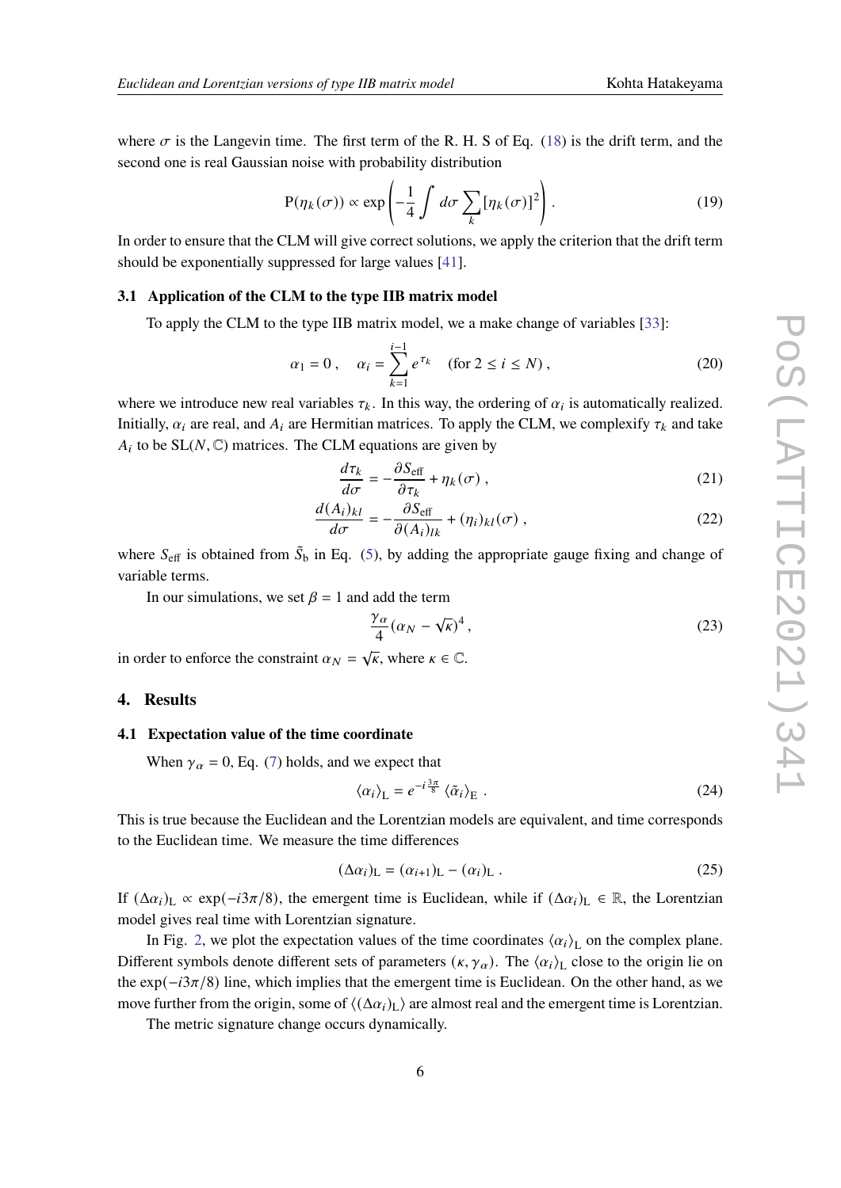where $\sigma$ is the Langevin time. The first term of the R. H. S of Eq. (18) is the drift term, and the second one is real Gaussian noise with probability distribution

$$
\mathrm{P}(\eta_k(\sigma)) \propto \exp\left(-\frac{1}{4}\int d\sigma \sum_k [\eta_k(\sigma)]^2\right). \tag{19}
$$

In order to ensure that the CLM will give correct solutions, we apply the criterion that the drift term should be exponentially suppressed for large values [41].

### 3.1 Application of the CLM to the type IIB matrix model

To apply the CLM to the type IIB matrix model, we a make change of variables [33]:

$$
\alpha_1 = 0\,, \quad \alpha_i = \sum_{k=1}^{i-1} e^{\tau_k} \quad (\text{for } 2 \le i \le N)\,, \tag{20}
$$

where we introduce new real variables $\tau_k$. In this way, the ordering of $\alpha_i$ is automatically realized. Initially, $\alpha_i$ are real, and $A_i$ are Hermitian matrices. To apply the CLM, we complexify $\tau_k$ and take $A_i$ to be $\mathrm{SL}(N,\mathbb{C})$ matrices. The CLM equations are given by

$$
\frac{d\tau_k}{d\sigma} = -\frac{\partial S_{\text{eff}}}{\partial \tau_k} + \eta_k(\sigma)\,, \tag{21}
$$

$$
\frac{d(A_i)_{kl}}{d\sigma} = -\frac{\partial S_{\text{eff}}}{\partial (A_i)_{lk}} + (\eta_i)_{kl}(\sigma)\,, \tag{22}
$$

where $S_{\text{eff}}$ is obtained from $\tilde{S}_{\text{b}}$ in Eq. (5), by adding the appropriate gauge fixing and change of variable terms.

In our simulations, we set $\beta = 1$ and add the term

$$
\frac{\gamma_\alpha}{4}(\alpha_N - \sqrt{\kappa})^4\,, \tag{23}
$$

in order to enforce the constraint $\alpha_N = \sqrt{\kappa}$, where $\kappa \in \mathbb{C}$.

## 4. Results

### 4.1 Expectation value of the time coordinate

When $\gamma_\alpha = 0$, Eq. (7) holds, and we expect that

$$
\langle \alpha_i \rangle_{\text{L}} = e^{-i\frac{3\pi}{8}} \langle \tilde{\alpha}_i \rangle_{\text{E}}\,. \tag{24}
$$

This is true because the Euclidean and the Lorentzian models are equivalent, and time corresponds to the Euclidean time. We measure the time differences

$$
(\Delta\alpha_i)_{\text{L}} = (\alpha_{i+1})_{\text{L}} - (\alpha_i)_{\text{L}}\,. \tag{25}
$$

If $(\Delta\alpha_i)_{\text{L}} \propto \exp(-i3\pi/8)$, the emergent time is Euclidean, while if $(\Delta\alpha_i)_{\text{L}} \in \mathbb{R}$, the Lorentzian model gives real time with Lorentzian signature.

In Fig. 2, we plot the expectation values of the time coordinates $\langle \alpha_i \rangle_{\text{L}}$ on the complex plane. Different symbols denote different sets of parameters $(\kappa, \gamma_\alpha)$. The $\langle \alpha_i \rangle_{\text{L}}$ close to the origin lie on the $\exp(-i3\pi/8)$ line, which implies that the emergent time is Euclidean. On the other hand, as we move further from the origin, some of $\langle (\Delta\alpha_i)_{\text{L}} \rangle$ are almost real and the emergent time is Lorentzian.

The metric signature change occurs dynamically.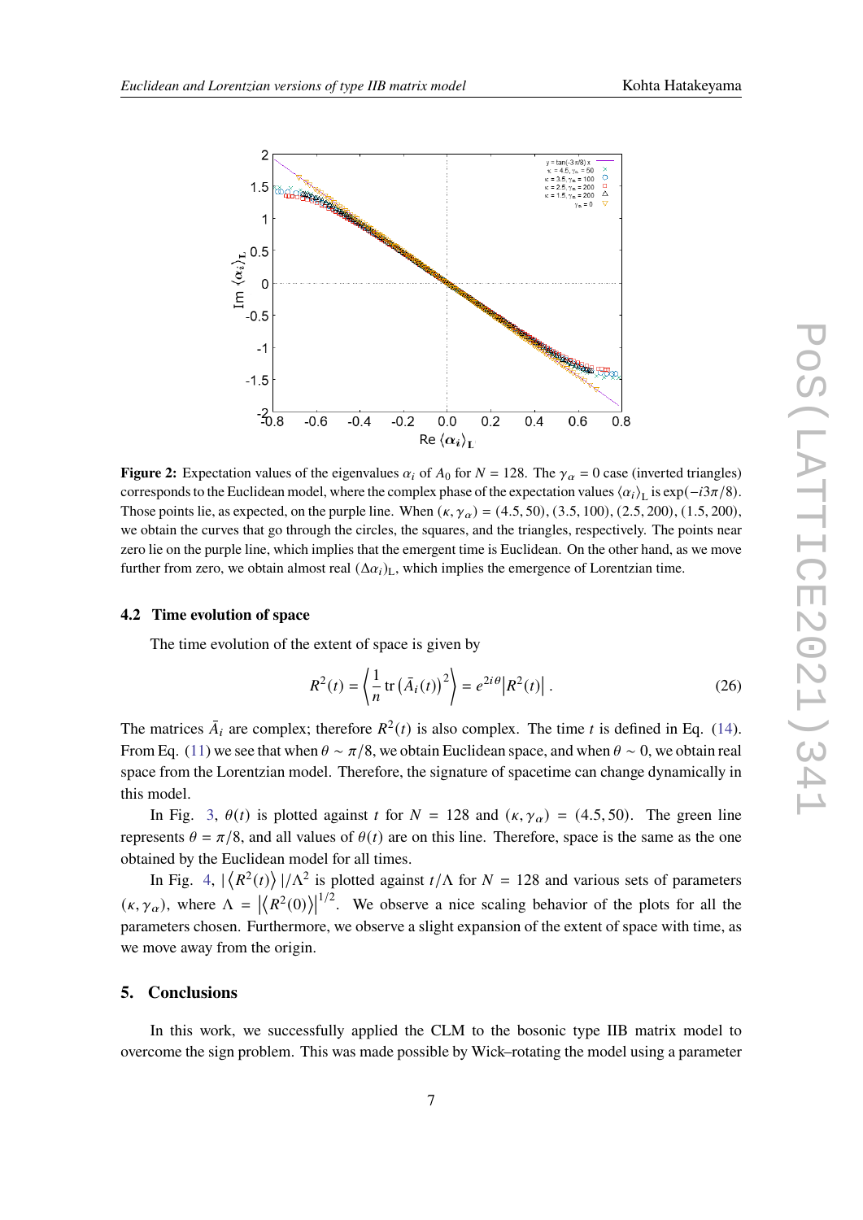**Figure 2:** Expectation values of the eigenvalues $\alpha_i$ of $A_0$ for $N = 128$. The $\gamma_\alpha = 0$ case (inverted triangles) corresponds to the Euclidean model, where the complex phase of the expectation values $\langle \alpha_i \rangle_{\rm L}$ is $\exp(-i3\pi/8)$. Those points lie, as expected, on the purple line. When $(\kappa, \gamma_\alpha) = (4.5, 50), (3.5, 100), (2.5, 200), (1.5, 200)$, we obtain the curves that go through the circles, the squares, and the triangles, respectively. The points near zero lie on the purple line, which implies that the emergent time is Euclidean. On the other hand, as we move further from zero, we obtain almost real $(\Delta\alpha_i)_{\rm L}$, which implies the emergence of Lorentzian time.

### 4.2 Time evolution of space

The time evolution of the extent of space is given by

$$R^2(t) = \left\langle \frac{1}{n} \operatorname{tr} \left(\bar{A}_i(t)\right)^2 \right\rangle = e^{2i\theta} \left| R^2(t) \right| . \tag{26}$$

The matrices $\bar{A}_i$ are complex; therefore $R^2(t)$ is also complex. The time $t$ is defined in Eq. (14). From Eq. (11) we see that when $\theta \sim \pi/8$, we obtain Euclidean space, and when $\theta \sim 0$, we obtain real space from the Lorentzian model. Therefore, the signature of spacetime can change dynamically in this model.

In Fig. 3, $\theta(t)$ is plotted against $t$ for $N = 128$ and $(\kappa, \gamma_\alpha) = (4.5, 50)$. The green line represents $\theta = \pi/8$, and all values of $\theta(t)$ are on this line. Therefore, space is the same as the one obtained by the Euclidean model for all times.

In Fig. 4, $|\langle R^2(t) \rangle|/\Lambda^2$ is plotted against $t/\Lambda$ for $N = 128$ and various sets of parameters $(\kappa, \gamma_\alpha)$, where $\Lambda = \left|\langle R^2(0) \rangle\right|^{1/2}$. We observe a nice scaling behavior of the plots for all the parameters chosen. Furthermore, we observe a slight expansion of the extent of space with time, as we move away from the origin.

## 5. Conclusions

In this work, we successfully applied the CLM to the bosonic type IIB matrix model to overcome the sign problem. This was made possible by Wick–rotating the model using a parameter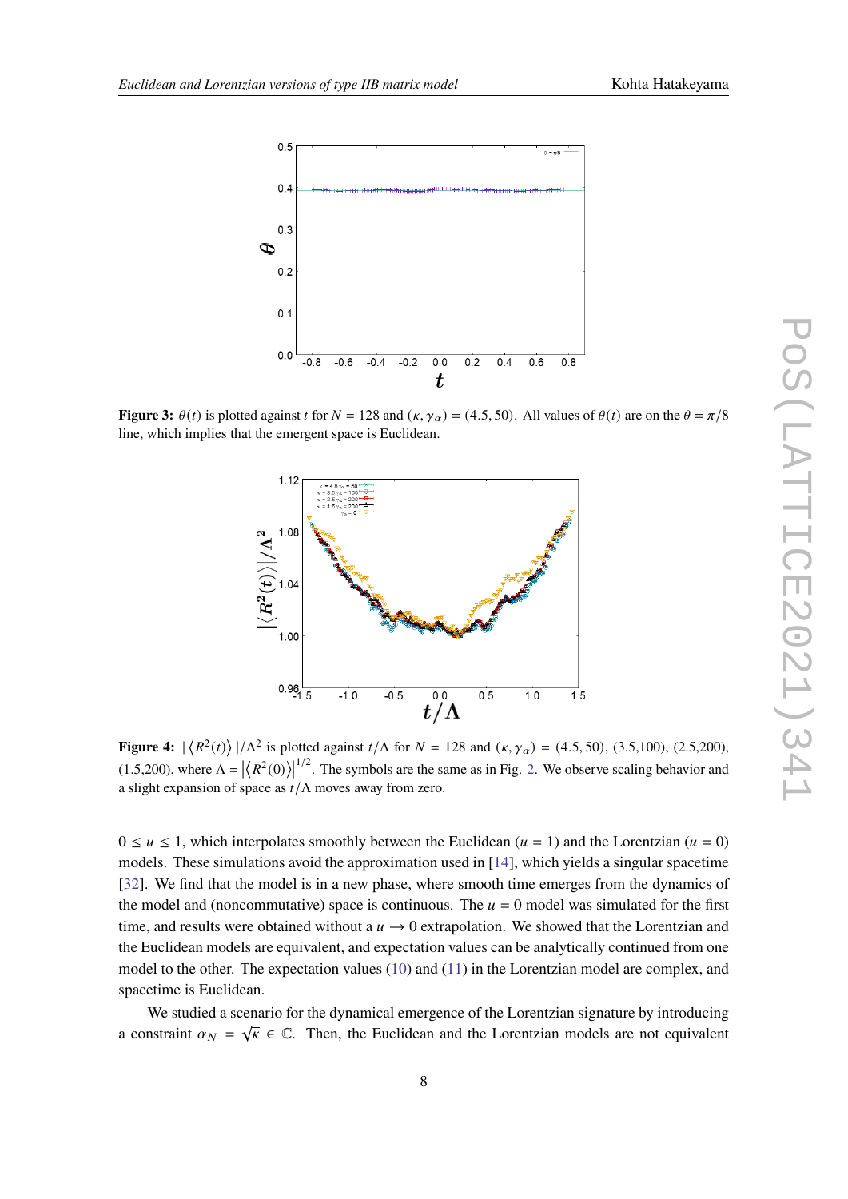**Figure 3:** $\theta(t)$ is plotted against $t$ for $N = 128$ and $(\kappa, \gamma_\alpha) = (4.5, 50)$. All values of $\theta(t)$ are on the $\theta = \pi/8$ line, which implies that the emergent space is Euclidean.

**Figure 4:** $|\langle R^2(t)\rangle|/\Lambda^2$ is plotted against $t/\Lambda$ for $N = 128$ and $(\kappa, \gamma_\alpha) = (4.5, 50)$, (3.5,100), (2.5,200), (1.5,200), where $\Lambda = |\langle R^2(0)\rangle|^{1/2}$. The symbols are the same as in Fig. 2. We observe scaling behavior and a slight expansion of space as $t/\Lambda$ moves away from zero.

$0 \le u \le 1$, which interpolates smoothly between the Euclidean ($u = 1$) and the Lorentzian ($u = 0$) models. These simulations avoid the approximation used in [14], which yields a singular spacetime [32]. We find that the model is in a new phase, where smooth time emerges from the dynamics of the model and (noncommutative) space is continuous. The $u = 0$ model was simulated for the first time, and results were obtained without a $u \to 0$ extrapolation. We showed that the Lorentzian and the Euclidean models are equivalent, and expectation values can be analytically continued from one model to the other. The expectation values (10) and (11) in the Lorentzian model are complex, and spacetime is Euclidean.

We studied a scenario for the dynamical emergence of the Lorentzian signature by introducing a constraint $\alpha_N = \sqrt{\kappa} \in \mathbb{C}$. Then, the Euclidean and the Lorentzian models are not equivalent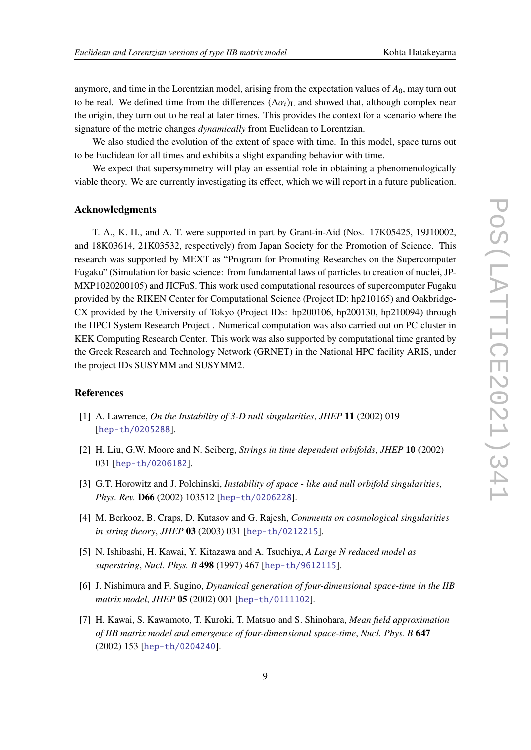anymore, and time in the Lorentzian model, arising from the expectation values of $A_0$, may turn out to be real. We defined time from the differences $(\Delta\alpha_i)_{\rm L}$ and showed that, although complex near the origin, they turn out to be real at later times. This provides the context for a scenario where the signature of the metric changes *dynamically* from Euclidean to Lorentzian.

We also studied the evolution of the extent of space with time. In this model, space turns out to be Euclidean for all times and exhibits a slight expanding behavior with time.

We expect that supersymmetry will play an essential role in obtaining a phenomenologically viable theory. We are currently investigating its effect, which we will report in a future publication.

## Acknowledgments

T. A., K. H., and A. T. were supported in part by Grant-in-Aid (Nos. 17K05425, 19J10002, and 18K03614, 21K03532, respectively) from Japan Society for the Promotion of Science. This research was supported by MEXT as "Program for Promoting Researches on the Supercomputer Fugaku" (Simulation for basic science: from fundamental laws of particles to creation of nuclei, JPMXP1020200105) and JICFuS. This work used computational resources of supercomputer Fugaku provided by the RIKEN Center for Computational Science (Project ID: hp210165) and Oakbridge-CX provided by the University of Tokyo (Project IDs: hp200106, hp200130, hp210094) through the HPCI System Research Project . Numerical computation was also carried out on PC cluster in KEK Computing Research Center. This work was also supported by computational time granted by the Greek Research and Technology Network (GRNET) in the National HPC facility ARIS, under the project IDs SUSYMM and SUSYMM2.

## References

[1] A. Lawrence, *On the Instability of 3-D null singularities*, *JHEP* **11** (2002) 019 [hep-th/0205288].

[2] H. Liu, G.W. Moore and N. Seiberg, *Strings in time dependent orbifolds*, *JHEP* **10** (2002) 031 [hep-th/0206182].

[3] G.T. Horowitz and J. Polchinski, *Instability of space - like and null orbifold singularities*, *Phys. Rev.* **D66** (2002) 103512 [hep-th/0206228].

[4] M. Berkooz, B. Craps, D. Kutasov and G. Rajesh, *Comments on cosmological singularities in string theory*, *JHEP* **03** (2003) 031 [hep-th/0212215].

[5] N. Ishibashi, H. Kawai, Y. Kitazawa and A. Tsuchiya, *A Large N reduced model as superstring*, *Nucl. Phys. B* **498** (1997) 467 [hep-th/9612115].

[6] J. Nishimura and F. Sugino, *Dynamical generation of four-dimensional space-time in the IIB matrix model*, *JHEP* **05** (2002) 001 [hep-th/0111102].

[7] H. Kawai, S. Kawamoto, T. Kuroki, T. Matsuo and S. Shinohara, *Mean field approximation of IIB matrix model and emergence of four-dimensional space-time*, *Nucl. Phys. B* **647** (2002) 153 [hep-th/0204240].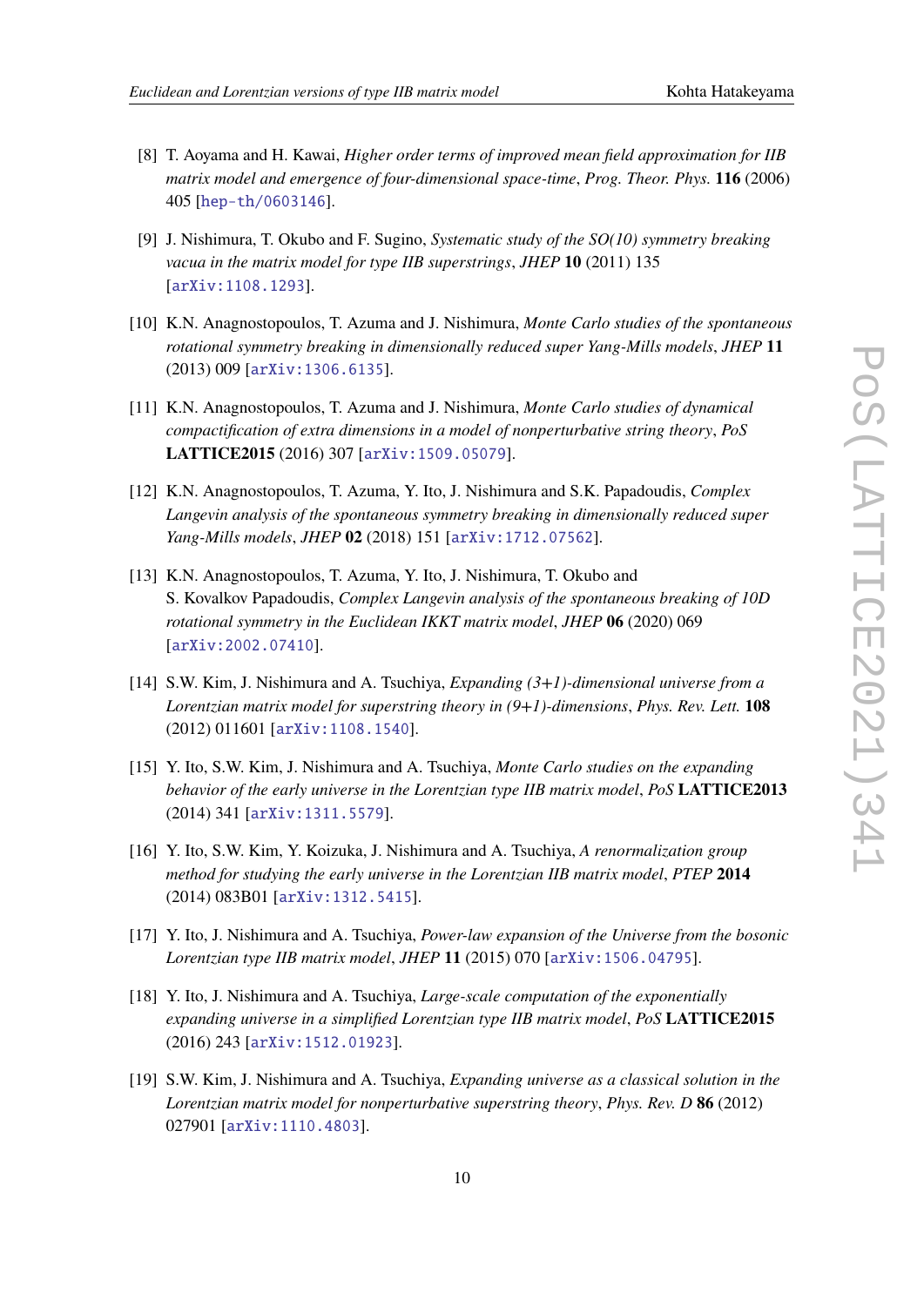[8] T. Aoyama and H. Kawai, *Higher order terms of improved mean field approximation for IIB matrix model and emergence of four-dimensional space-time*, *Prog. Theor. Phys.* **116** (2006) 405 [hep-th/0603146].

[9] J. Nishimura, T. Okubo and F. Sugino, *Systematic study of the SO(10) symmetry breaking vacua in the matrix model for type IIB superstrings*, *JHEP* **10** (2011) 135 [arXiv:1108.1293].

[10] K.N. Anagnostopoulos, T. Azuma and J. Nishimura, *Monte Carlo studies of the spontaneous rotational symmetry breaking in dimensionally reduced super Yang-Mills models*, *JHEP* **11** (2013) 009 [arXiv:1306.6135].

[11] K.N. Anagnostopoulos, T. Azuma and J. Nishimura, *Monte Carlo studies of dynamical compactification of extra dimensions in a model of nonperturbative string theory*, *PoS* **LATTICE2015** (2016) 307 [arXiv:1509.05079].

[12] K.N. Anagnostopoulos, T. Azuma, Y. Ito, J. Nishimura and S.K. Papadoudis, *Complex Langevin analysis of the spontaneous symmetry breaking in dimensionally reduced super Yang-Mills models*, *JHEP* **02** (2018) 151 [arXiv:1712.07562].

[13] K.N. Anagnostopoulos, T. Azuma, Y. Ito, J. Nishimura, T. Okubo and S. Kovalkov Papadoudis, *Complex Langevin analysis of the spontaneous breaking of 10D rotational symmetry in the Euclidean IKKT matrix model*, *JHEP* **06** (2020) 069 [arXiv:2002.07410].

[14] S.W. Kim, J. Nishimura and A. Tsuchiya, *Expanding (3+1)-dimensional universe from a Lorentzian matrix model for superstring theory in (9+1)-dimensions*, *Phys. Rev. Lett.* **108** (2012) 011601 [arXiv:1108.1540].

[15] Y. Ito, S.W. Kim, J. Nishimura and A. Tsuchiya, *Monte Carlo studies on the expanding behavior of the early universe in the Lorentzian type IIB matrix model*, *PoS* **LATTICE2013** (2014) 341 [arXiv:1311.5579].

[16] Y. Ito, S.W. Kim, Y. Koizuka, J. Nishimura and A. Tsuchiya, *A renormalization group method for studying the early universe in the Lorentzian IIB matrix model*, *PTEP* **2014** (2014) 083B01 [arXiv:1312.5415].

[17] Y. Ito, J. Nishimura and A. Tsuchiya, *Power-law expansion of the Universe from the bosonic Lorentzian type IIB matrix model*, *JHEP* **11** (2015) 070 [arXiv:1506.04795].

[18] Y. Ito, J. Nishimura and A. Tsuchiya, *Large-scale computation of the exponentially expanding universe in a simplified Lorentzian type IIB matrix model*, *PoS* **LATTICE2015** (2016) 243 [arXiv:1512.01923].

[19] S.W. Kim, J. Nishimura and A. Tsuchiya, *Expanding universe as a classical solution in the Lorentzian matrix model for nonperturbative superstring theory*, *Phys. Rev. D* **86** (2012) 027901 [arXiv:1110.4803].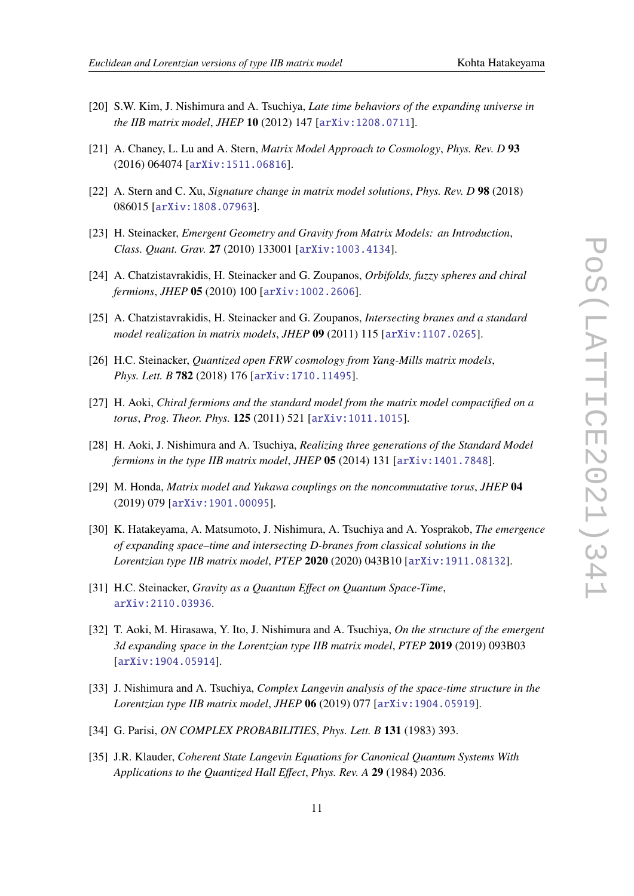[20] S.W. Kim, J. Nishimura and A. Tsuchiya, *Late time behaviors of the expanding universe in the IIB matrix model*, *JHEP* **10** (2012) 147 [arXiv:1208.0711].

[21] A. Chaney, L. Lu and A. Stern, *Matrix Model Approach to Cosmology*, *Phys. Rev. D* **93** (2016) 064074 [arXiv:1511.06816].

[22] A. Stern and C. Xu, *Signature change in matrix model solutions*, *Phys. Rev. D* **98** (2018) 086015 [arXiv:1808.07963].

[23] H. Steinacker, *Emergent Geometry and Gravity from Matrix Models: an Introduction*, *Class. Quant. Grav.* **27** (2010) 133001 [arXiv:1003.4134].

[24] A. Chatzistavrakidis, H. Steinacker and G. Zoupanos, *Orbifolds, fuzzy spheres and chiral fermions*, *JHEP* **05** (2010) 100 [arXiv:1002.2606].

[25] A. Chatzistavrakidis, H. Steinacker and G. Zoupanos, *Intersecting branes and a standard model realization in matrix models*, *JHEP* **09** (2011) 115 [arXiv:1107.0265].

[26] H.C. Steinacker, *Quantized open FRW cosmology from Yang-Mills matrix models*, *Phys. Lett. B* **782** (2018) 176 [arXiv:1710.11495].

[27] H. Aoki, *Chiral fermions and the standard model from the matrix model compactified on a torus*, *Prog. Theor. Phys.* **125** (2011) 521 [arXiv:1011.1015].

[28] H. Aoki, J. Nishimura and A. Tsuchiya, *Realizing three generations of the Standard Model fermions in the type IIB matrix model*, *JHEP* **05** (2014) 131 [arXiv:1401.7848].

[29] M. Honda, *Matrix model and Yukawa couplings on the noncommutative torus*, *JHEP* **04** (2019) 079 [arXiv:1901.00095].

[30] K. Hatakeyama, A. Matsumoto, J. Nishimura, A. Tsuchiya and A. Yosprakob, *The emergence of expanding space–time and intersecting D-branes from classical solutions in the Lorentzian type IIB matrix model*, *PTEP* **2020** (2020) 043B10 [arXiv:1911.08132].

[31] H.C. Steinacker, *Gravity as a Quantum Effect on Quantum Space-Time*, arXiv:2110.03936.

[32] T. Aoki, M. Hirasawa, Y. Ito, J. Nishimura and A. Tsuchiya, *On the structure of the emergent 3d expanding space in the Lorentzian type IIB matrix model*, *PTEP* **2019** (2019) 093B03 [arXiv:1904.05914].

[33] J. Nishimura and A. Tsuchiya, *Complex Langevin analysis of the space-time structure in the Lorentzian type IIB matrix model*, *JHEP* **06** (2019) 077 [arXiv:1904.05919].

[34] G. Parisi, *ON COMPLEX PROBABILITIES*, *Phys. Lett. B* **131** (1983) 393.

[35] J.R. Klauder, *Coherent State Langevin Equations for Canonical Quantum Systems With Applications to the Quantized Hall Effect*, *Phys. Rev. A* **29** (1984) 2036.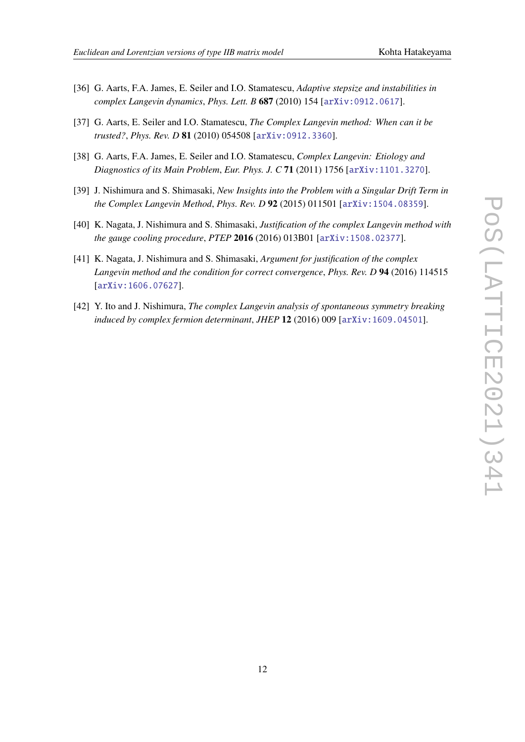[36] G. Aarts, F.A. James, E. Seiler and I.O. Stamatescu, *Adaptive stepsize and instabilities in complex Langevin dynamics*, *Phys. Lett. B* **687** (2010) 154 [arXiv:0912.0617].

[37] G. Aarts, E. Seiler and I.O. Stamatescu, *The Complex Langevin method: When can it be trusted?*, *Phys. Rev. D* **81** (2010) 054508 [arXiv:0912.3360].

[38] G. Aarts, F.A. James, E. Seiler and I.O. Stamatescu, *Complex Langevin: Etiology and Diagnostics of its Main Problem*, *Eur. Phys. J. C* **71** (2011) 1756 [arXiv:1101.3270].

[39] J. Nishimura and S. Shimasaki, *New Insights into the Problem with a Singular Drift Term in the Complex Langevin Method*, *Phys. Rev. D* **92** (2015) 011501 [arXiv:1504.08359].

[40] K. Nagata, J. Nishimura and S. Shimasaki, *Justification of the complex Langevin method with the gauge cooling procedure*, *PTEP* **2016** (2016) 013B01 [arXiv:1508.02377].

[41] K. Nagata, J. Nishimura and S. Shimasaki, *Argument for justification of the complex Langevin method and the condition for correct convergence*, *Phys. Rev. D* **94** (2016) 114515 [arXiv:1606.07627].

[42] Y. Ito and J. Nishimura, *The complex Langevin analysis of spontaneous symmetry breaking induced by complex fermion determinant*, *JHEP* **12** (2016) 009 [arXiv:1609.04501].